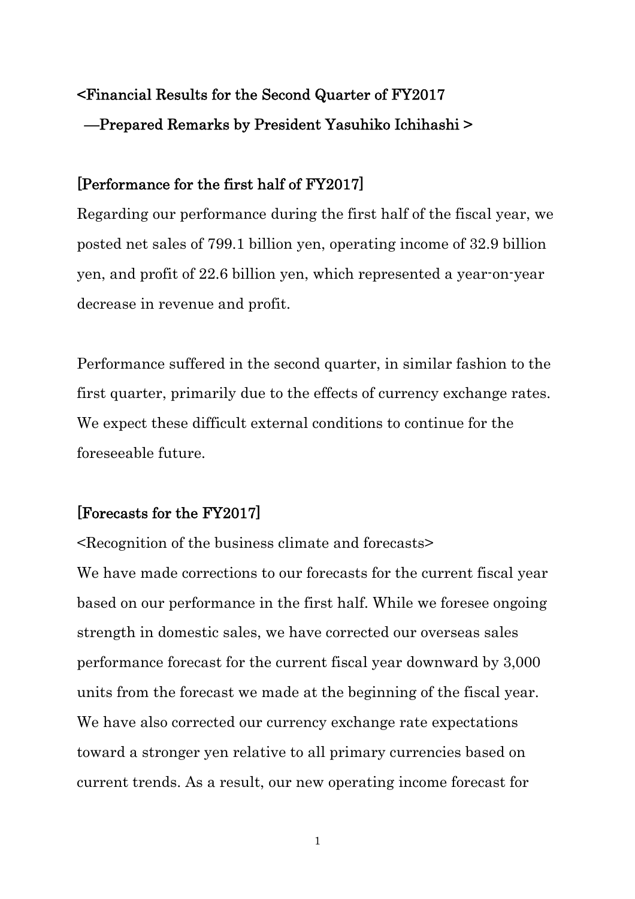# <Financial Results for the Second Quarter of FY2017 —Prepared Remarks by President Yasuhiko Ichihashi >

## [Performance for the first half of FY2017]

Regarding our performance during the first half of the fiscal year, we posted net sales of 799.1 billion yen, operating income of 32.9 billion yen, and profit of 22.6 billion yen, which represented a year-on-year decrease in revenue and profit.

Performance suffered in the second quarter, in similar fashion to the first quarter, primarily due to the effects of currency exchange rates. We expect these difficult external conditions to continue for the foreseeable future.

## [Forecasts for the FY2017]

<Recognition of the business climate and forecasts>

We have made corrections to our forecasts for the current fiscal year based on our performance in the first half. While we foresee ongoing strength in domestic sales, we have corrected our overseas sales performance forecast for the current fiscal year downward by 3,000 units from the forecast we made at the beginning of the fiscal year. We have also corrected our currency exchange rate expectations toward a stronger yen relative to all primary currencies based on current trends. As a result, our new operating income forecast for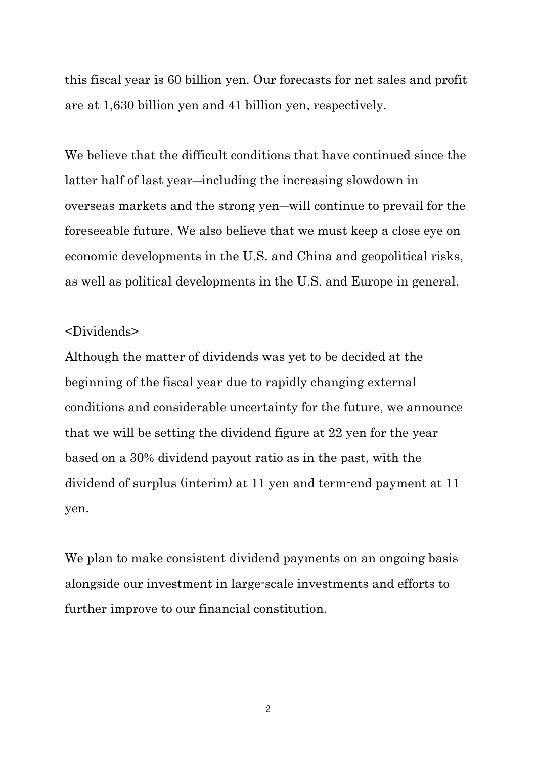this fiscal year is 60 billion yen. Our forecasts for net sales and profit are at 1,630 billion yen and 41 billion yen, respectively.

We believe that the difficult conditions that have continued since the latter half of last year—including the increasing slowdown in overseas markets and the strong yen—will continue to prevail for the foreseeable future. We also believe that we must keep a close eye on economic developments in the U.S. and China and geopolitical risks, as well as political developments in the U.S. and Europe in general.

<Dividends>

Although the matter of dividends was yet to be decided at the beginning of the fiscal year due to rapidly changing external conditions and considerable uncertainty for the future, we announce that we will be setting the dividend figure at 22 yen for the year based on a 30% dividend payout ratio as in the past, with the dividend of surplus (interim) at 11 yen and term-end payment at 11 yen.

We plan to make consistent dividend payments on an ongoing basis alongside our investment in large-scale investments and efforts to further improve to our financial constitution.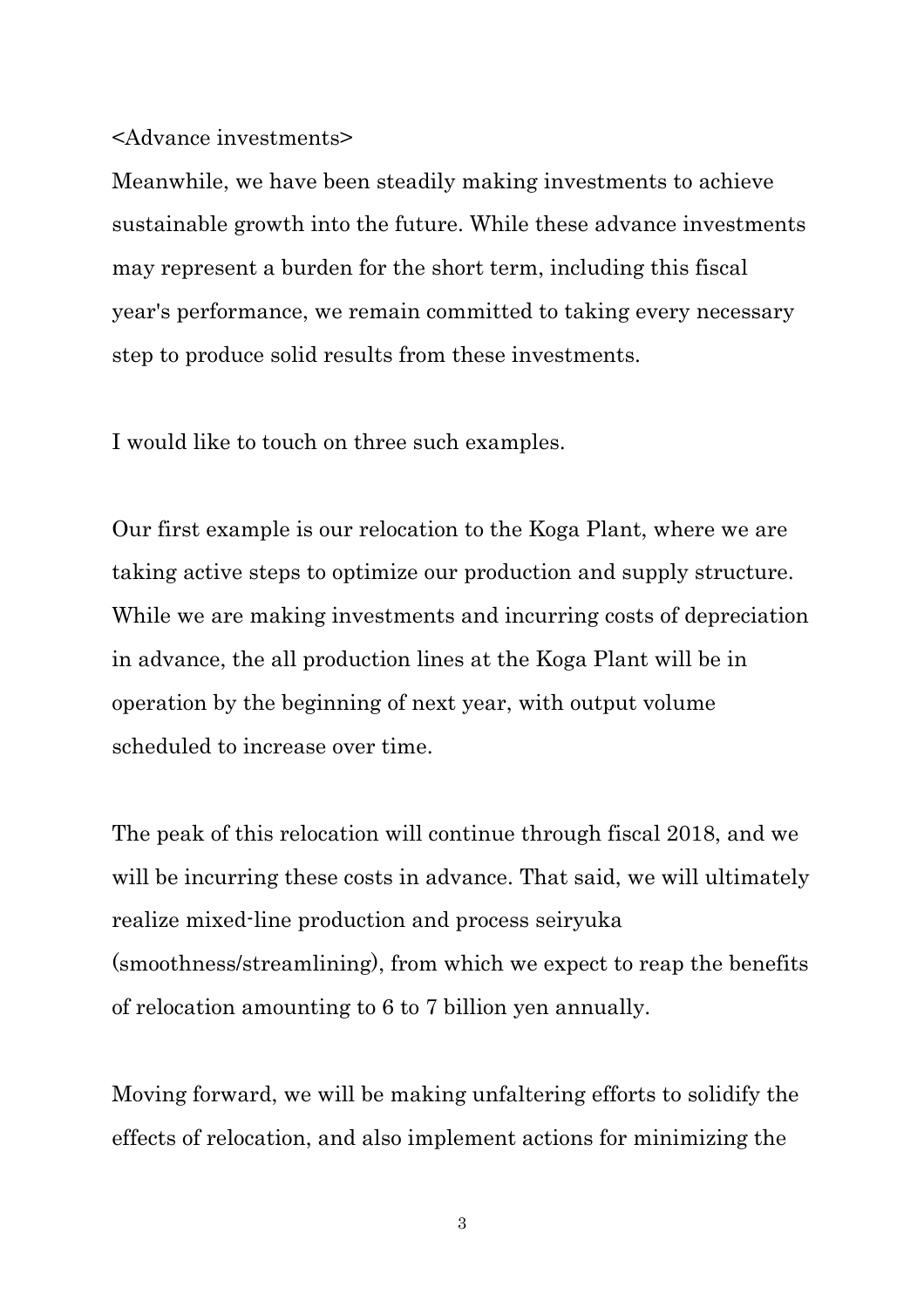<Advance investments>

Meanwhile, we have been steadily making investments to achieve sustainable growth into the future. While these advance investments may represent a burden for the short term, including this fiscal year's performance, we remain committed to taking every necessary step to produce solid results from these investments.

I would like to touch on three such examples.

Our first example is our relocation to the Koga Plant, where we are taking active steps to optimize our production and supply structure. While we are making investments and incurring costs of depreciation in advance, the all production lines at the Koga Plant will be in operation by the beginning of next year, with output volume scheduled to increase over time.

The peak of this relocation will continue through fiscal 2018, and we will be incurring these costs in advance. That said, we will ultimately realize mixed-line production and process seiryuka (smoothness/streamlining), from which we expect to reap the benefits of relocation amounting to 6 to 7 billion yen annually.

Moving forward, we will be making unfaltering efforts to solidify the effects of relocation, and also implement actions for minimizing the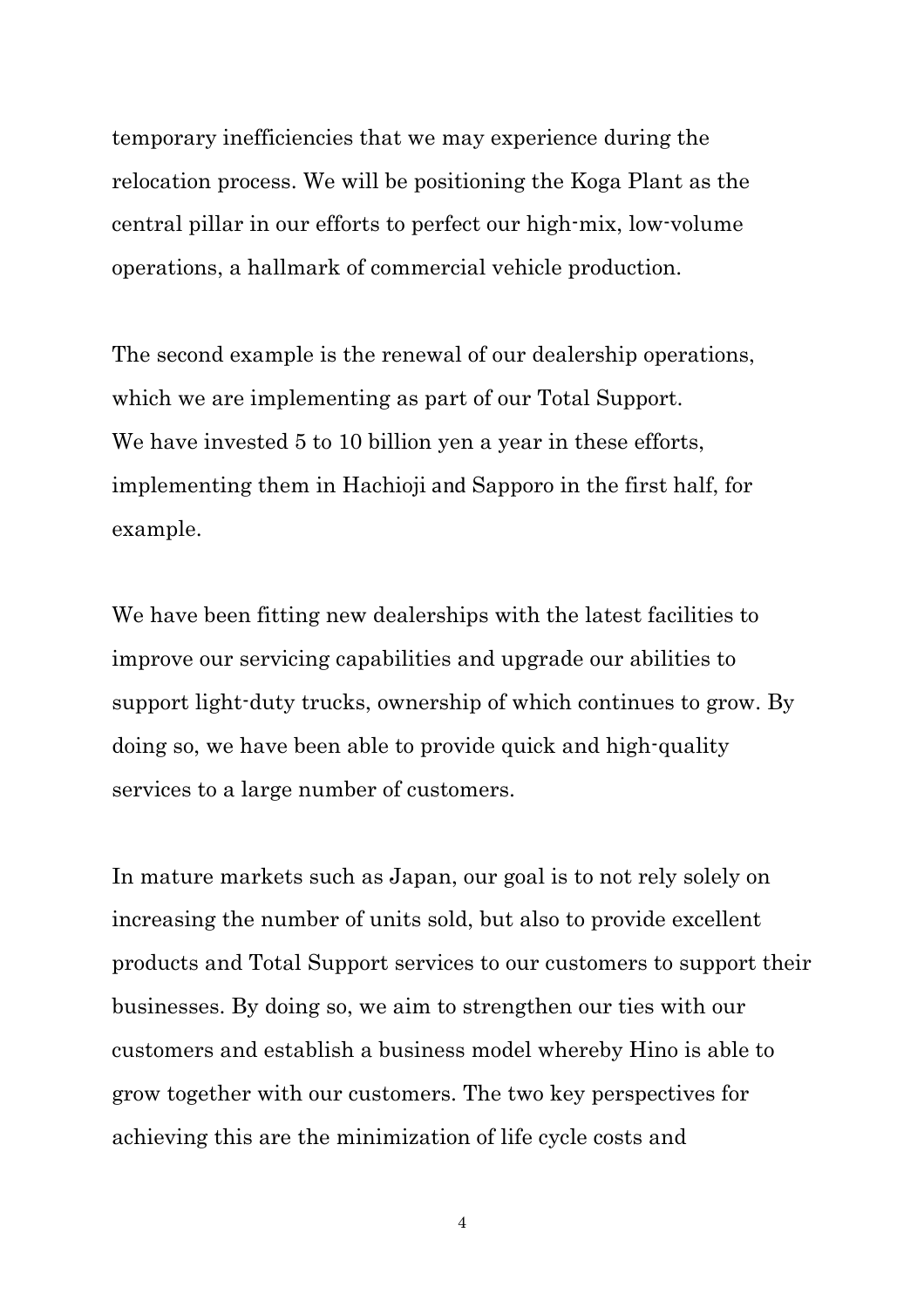temporary inefficiencies that we may experience during the relocation process. We will be positioning the Koga Plant as the central pillar in our efforts to perfect our high-mix, low-volume operations, a hallmark of commercial vehicle production.

The second example is the renewal of our dealership operations, which we are implementing as part of our Total Support.
We have invested 5 to 10 billion yen a year in these efforts, implementing them in Hachioji and Sapporo in the first half, for example.

We have been fitting new dealerships with the latest facilities to improve our servicing capabilities and upgrade our abilities to support light-duty trucks, ownership of which continues to grow. By doing so, we have been able to provide quick and high-quality services to a large number of customers.

In mature markets such as Japan, our goal is to not rely solely on increasing the number of units sold, but also to provide excellent products and Total Support services to our customers to support their businesses. By doing so, we aim to strengthen our ties with our customers and establish a business model whereby Hino is able to grow together with our customers. The two key perspectives for achieving this are the minimization of life cycle costs and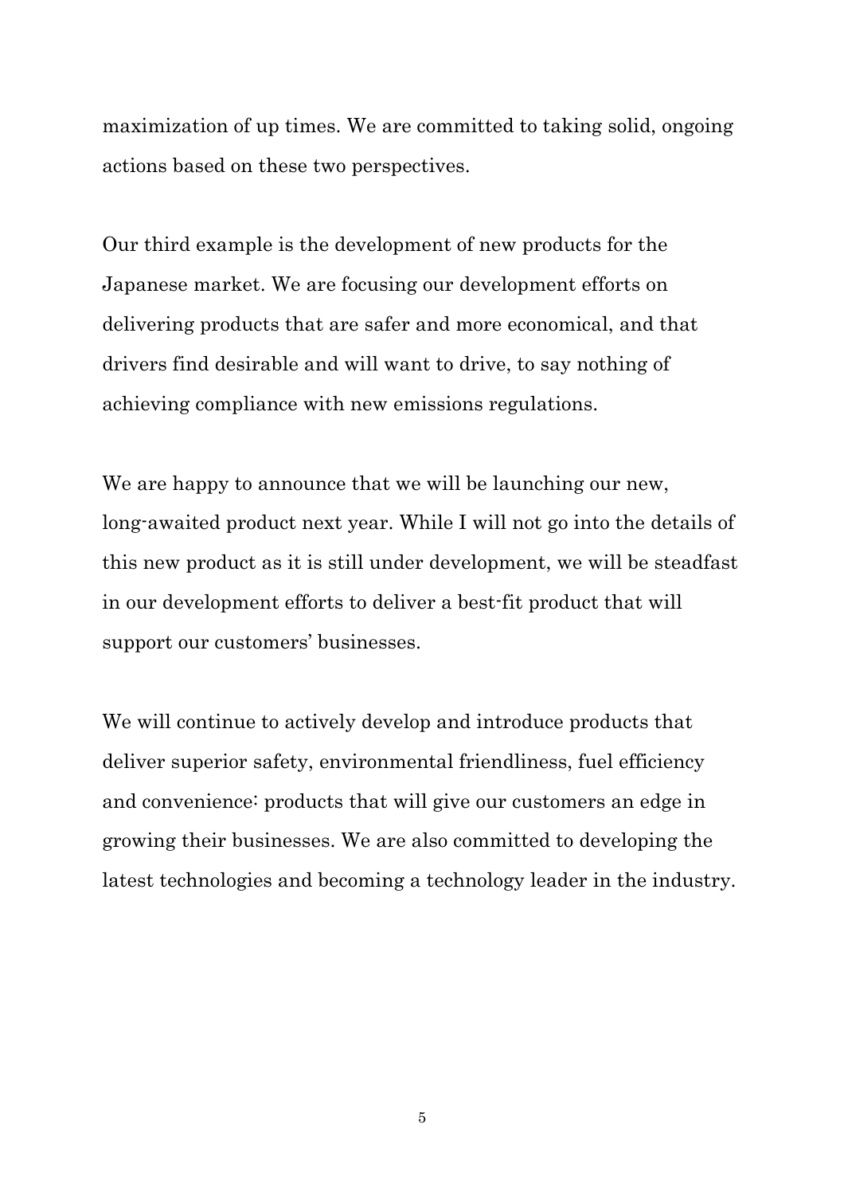maximization of up times. We are committed to taking solid, ongoing actions based on these two perspectives.

Our third example is the development of new products for the Japanese market. We are focusing our development efforts on delivering products that are safer and more economical, and that drivers find desirable and will want to drive, to say nothing of achieving compliance with new emissions regulations.

We are happy to announce that we will be launching our new, long-awaited product next year. While I will not go into the details of this new product as it is still under development, we will be steadfast in our development efforts to deliver a best-fit product that will support our customers' businesses.

We will continue to actively develop and introduce products that deliver superior safety, environmental friendliness, fuel efficiency and convenience: products that will give our customers an edge in growing their businesses. We are also committed to developing the latest technologies and becoming a technology leader in the industry.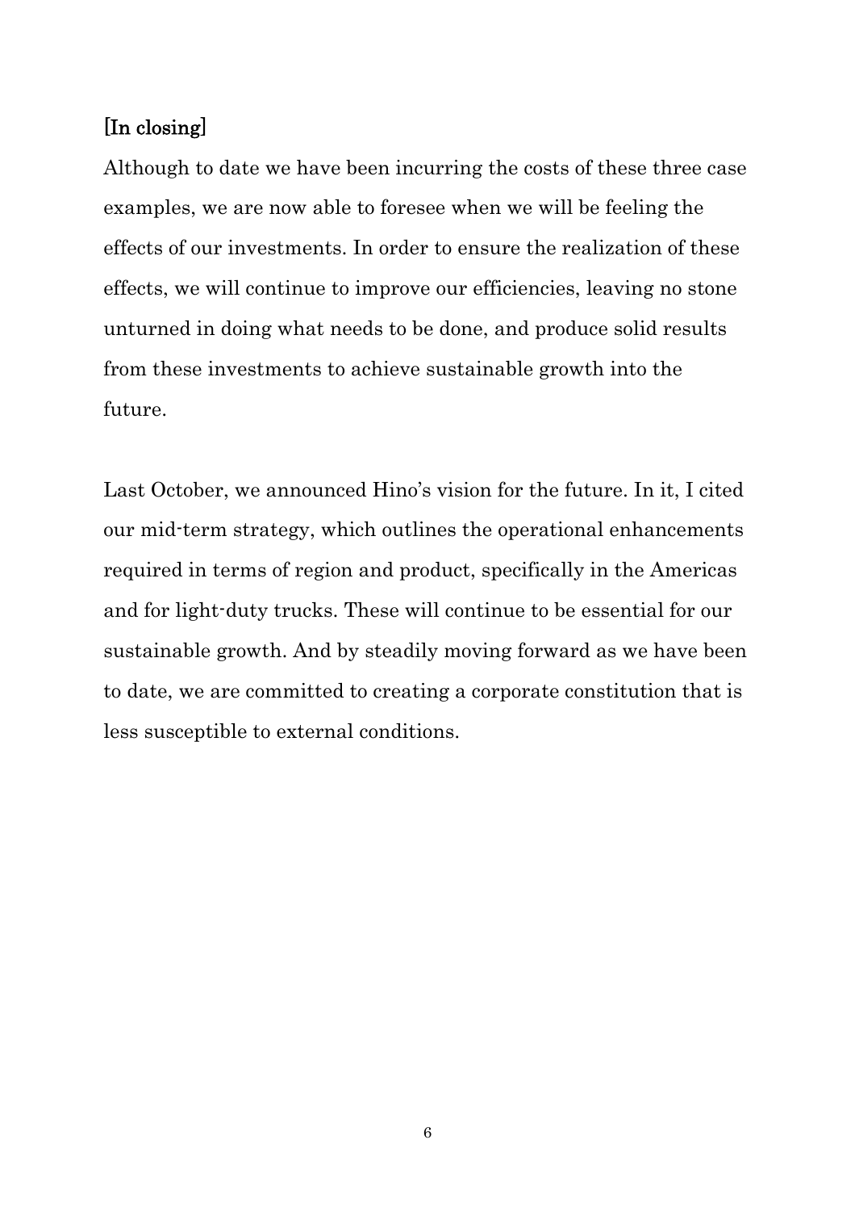## [In closing]

Although to date we have been incurring the costs of these three case examples, we are now able to foresee when we will be feeling the effects of our investments. In order to ensure the realization of these effects, we will continue to improve our efficiencies, leaving no stone unturned in doing what needs to be done, and produce solid results from these investments to achieve sustainable growth into the future.

Last October, we announced Hino's vision for the future. In it, I cited our mid-term strategy, which outlines the operational enhancements required in terms of region and product, specifically in the Americas and for light-duty trucks. These will continue to be essential for our sustainable growth. And by steadily moving forward as we have been to date, we are committed to creating a corporate constitution that is less susceptible to external conditions.